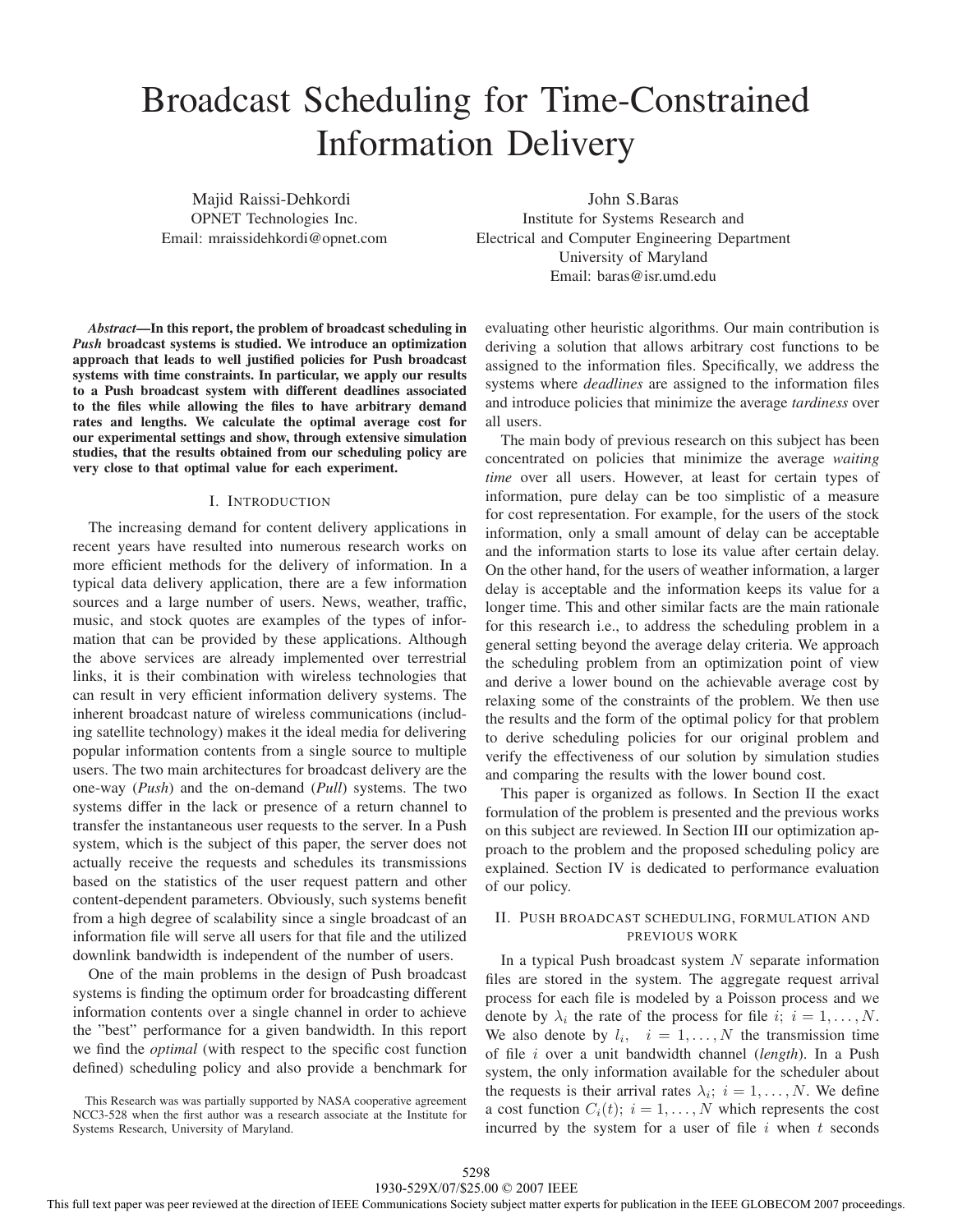# Broadcast Scheduling for Time-Constrained Information Delivery

Majid Raissi-Dehkordi
OPNET Technologies Inc.
Email: mraissidehkordi@opnet.com

John S.Baras
Institute for Systems Research and
Electrical and Computer Engineering Department
University of Maryland
Email: baras@isr.umd.edu

***Abstract*—In this report, the problem of broadcast scheduling in *Push* broadcast systems is studied. We introduce an optimization approach that leads to well justified policies for Push broadcast systems with time constraints. In particular, we apply our results to a Push broadcast system with different deadlines associated to the files while allowing the files to have arbitrary demand rates and lengths. We calculate the optimal average cost for our experimental settings and show, through extensive simulation studies, that the results obtained from our scheduling policy are very close to that optimal value for each experiment.**

## I. Introduction

The increasing demand for content delivery applications in recent years have resulted into numerous research works on more efficient methods for the delivery of information. In a typical data delivery application, there are a few information sources and a large number of users. News, weather, traffic, music, and stock quotes are examples of the types of information that can be provided by these applications. Although the above services are already implemented over terrestrial links, it is their combination with wireless technologies that can result in very efficient information delivery systems. The inherent broadcast nature of wireless communications (including satellite technology) makes it the ideal media for delivering popular information contents from a single source to multiple users. The two main architectures for broadcast delivery are the one-way (*Push*) and the on-demand (*Pull*) systems. The two systems differ in the lack or presence of a return channel to transfer the instantaneous user requests to the server. In a Push system, which is the subject of this paper, the server does not actually receive the requests and schedules its transmissions based on the statistics of the user request pattern and other content-dependent parameters. Obviously, such systems benefit from a high degree of scalability since a single broadcast of an information file will serve all users for that file and the utilized downlink bandwidth is independent of the number of users.

One of the main problems in the design of Push broadcast systems is finding the optimum order for broadcasting different information contents over a single channel in order to achieve the "best" performance for a given bandwidth. In this report we find the *optimal* (with respect to the specific cost function defined) scheduling policy and also provide a benchmark for evaluating other heuristic algorithms. Our main contribution is deriving a solution that allows arbitrary cost functions to be assigned to the information files. Specifically, we address the systems where *deadlines* are assigned to the information files and introduce policies that minimize the average *tardiness* over all users.

The main body of previous research on this subject has been concentrated on policies that minimize the average *waiting time* over all users. However, at least for certain types of information, pure delay can be too simplistic of a measure for cost representation. For example, for the users of the stock information, only a small amount of delay can be acceptable and the information starts to lose its value after certain delay. On the other hand, for the users of weather information, a larger delay is acceptable and the information keeps its value for a longer time. This and other similar facts are the main rationale for this research i.e., to address the scheduling problem in a general setting beyond the average delay criteria. We approach the scheduling problem from an optimization point of view and derive a lower bound on the achievable average cost by relaxing some of the constraints of the problem. We then use the results and the form of the optimal policy for that problem to derive scheduling policies for our original problem and verify the effectiveness of our solution by simulation studies and comparing the results with the lower bound cost.

This paper is organized as follows. In Section II the exact formulation of the problem is presented and the previous works on this subject are reviewed. In Section III our optimization approach to the problem and the proposed scheduling policy are explained. Section IV is dedicated to performance evaluation of our policy.

## II. Push broadcast scheduling, formulation and previous work

In a typical Push broadcast system $N$ separate information files are stored in the system. The aggregate request arrival process for each file is modeled by a Poisson process and we denote by $\lambda_i$ the rate of the process for file $i$; $i = 1, \ldots, N$. We also denote by $l_i$, $i = 1, \ldots, N$ the transmission time of file $i$ over a unit bandwidth channel (*length*). In a Push system, the only information available for the scheduler about the requests is their arrival rates $\lambda_i$; $i = 1, \ldots, N$. We define a cost function $C_i(t)$; $i = 1, \ldots, N$ which represents the cost incurred by the system for a user of file $i$ when $t$ seconds

This Research was was partially supported by NASA cooperative agreement NCC3-528 when the first author was a research associate at the Institute for Systems Research, University of Maryland.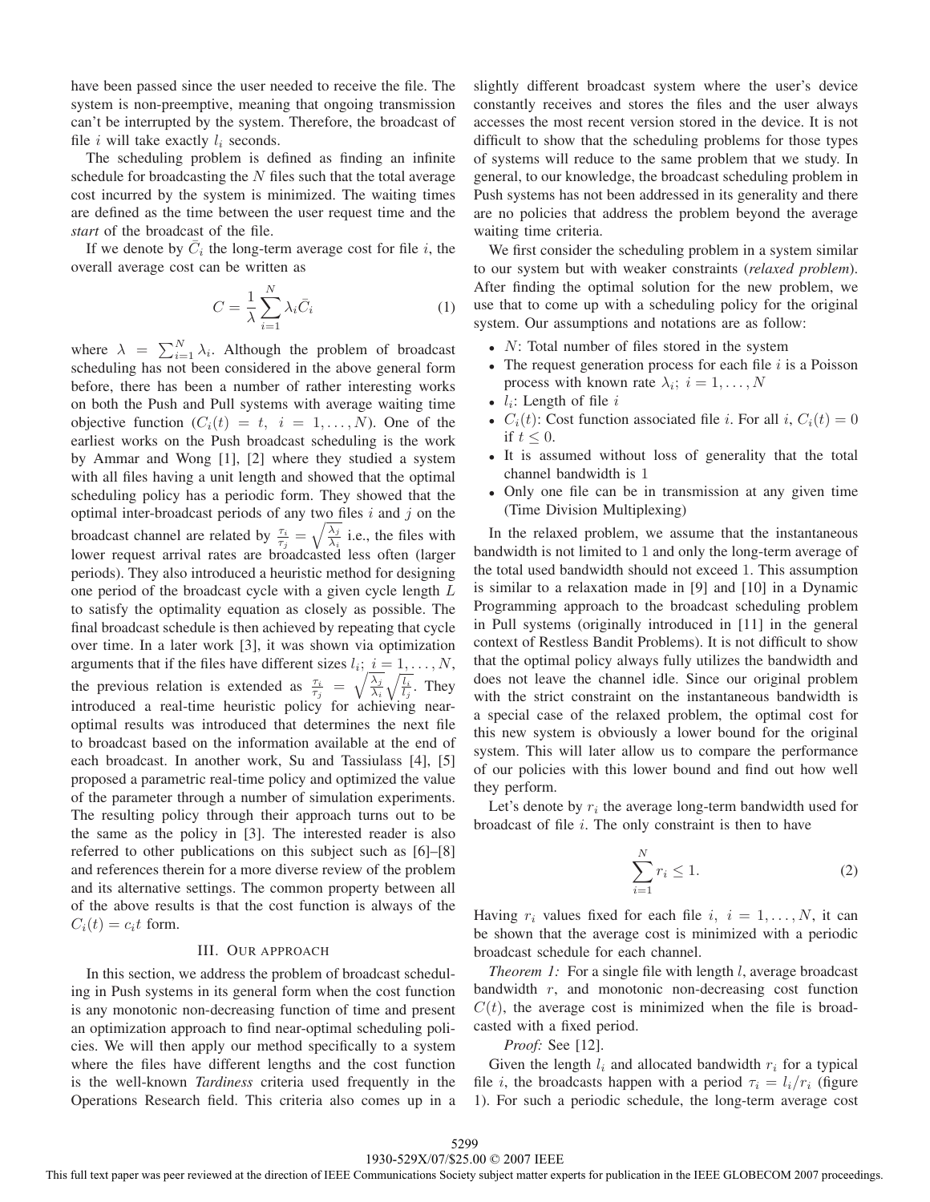have been passed since the user needed to receive the file. The system is non-preemptive, meaning that ongoing transmission can't be interrupted by the system. Therefore, the broadcast of file $i$ will take exactly $l_i$ seconds.

The scheduling problem is defined as finding an infinite schedule for broadcasting the $N$ files such that the total average cost incurred by the system is minimized. The waiting times are defined as the time between the user request time and the *start* of the broadcast of the file.

If we denote by $\bar{C}_i$ the long-term average cost for file $i$, the overall average cost can be written as

$$C = \frac{1}{\lambda} \sum_{i=1}^{N} \lambda_i \bar{C}_i \tag{1}$$

where $\lambda = \sum_{i=1}^{N} \lambda_i$. Although the problem of broadcast scheduling has not been considered in the above general form before, there has been a number of rather interesting works on both the Push and Pull systems with average waiting time objective function ($C_i(t) = t,\ i = 1, \ldots, N$). One of the earliest works on the Push broadcast scheduling is the work by Ammar and Wong [1], [2] where they studied a system with all files having a unit length and showed that the optimal scheduling policy has a periodic form. They showed that the optimal inter-broadcast periods of any two files $i$ and $j$ on the broadcast channel are related by $\frac{\tau_i}{\tau_j} = \sqrt{\frac{\lambda_j}{\lambda_i}}$ i.e., the files with lower request arrival rates are broadcasted less often (larger periods). They also introduced a heuristic method for designing one period of the broadcast cycle with a given cycle length $L$ to satisfy the optimality equation as closely as possible. The final broadcast schedule is then achieved by repeating that cycle over time. In a later work [3], it was shown via optimization arguments that if the files have different sizes $l_i;\ i = 1, \ldots, N$, the previous relation is extended as $\frac{\tau_i}{\tau_j} = \sqrt{\frac{\lambda_j}{\lambda_i}} \sqrt{\frac{l_i}{l_j}}$. They introduced a real-time heuristic policy for achieving near-optimal results was introduced that determines the next file to broadcast based on the information available at the end of each broadcast. In another work, Su and Tassiulass [4], [5] proposed a parametric real-time policy and optimized the value of the parameter through a number of simulation experiments. The resulting policy through their approach turns out to be the same as the policy in [3]. The interested reader is also referred to other publications on this subject such as [6]–[8] and references therein for a more diverse review of the problem and its alternative settings. The common property between all of the above results is that the cost function is always of the $C_i(t) = c_i t$ form.

## III. Our approach

In this section, we address the problem of broadcast scheduling in Push systems in its general form when the cost function is any monotonic non-decreasing function of time and present an optimization approach to find near-optimal scheduling policies. We will then apply our method specifically to a system where the files have different lengths and the cost function is the well-known *Tardiness* criteria used frequently in the Operations Research field. This criteria also comes up in a slightly different broadcast system where the user's device constantly receives and stores the files and the user always accesses the most recent version stored in the device. It is not difficult to show that the scheduling problems for those types of systems will reduce to the same problem that we study. In general, to our knowledge, the broadcast scheduling problem in Push systems has not been addressed in its generality and there are no policies that address the problem beyond the average waiting time criteria.

We first consider the scheduling problem in a system similar to our system but with weaker constraints (*relaxed problem*). After finding the optimal solution for the new problem, we use that to come up with a scheduling policy for the original system. Our assumptions and notations are as follow:

- $N$: Total number of files stored in the system
- The request generation process for each file $i$ is a Poisson process with known rate $\lambda_i;\ i = 1, \ldots, N$
- $l_i$: Length of file $i$
- $C_i(t)$: Cost function associated file $i$. For all $i$, $C_i(t) = 0$ if $t \leq 0$.
- It is assumed without loss of generality that the total channel bandwidth is 1
- Only one file can be in transmission at any given time (Time Division Multiplexing)

In the relaxed problem, we assume that the instantaneous bandwidth is not limited to 1 and only the long-term average of the total used bandwidth should not exceed 1. This assumption is similar to a relaxation made in [9] and [10] in a Dynamic Programming approach to the broadcast scheduling problem in Pull systems (originally introduced in [11] in the general context of Restless Bandit Problems). It is not difficult to show that the optimal policy always fully utilizes the bandwidth and does not leave the channel idle. Since our original problem with the strict constraint on the instantaneous bandwidth is a special case of the relaxed problem, the optimal cost for this new system is obviously a lower bound for the original system. This will later allow us to compare the performance of our policies with this lower bound and find out how well they perform.

Let's denote by $r_i$ the average long-term bandwidth used for broadcast of file $i$. The only constraint is then to have

$$\sum_{i=1}^{N} r_i \leq 1. \tag{2}$$

Having $r_i$ values fixed for each file $i,\ i = 1, \ldots, N$, it can be shown that the average cost is minimized with a periodic broadcast schedule for each channel.

*Theorem 1:* For a single file with length $l$, average broadcast bandwidth $r$, and monotonic non-decreasing cost function $C(t)$, the average cost is minimized when the file is broadcasted with a fixed period.

*Proof:* See [12].

Given the length $l_i$ and allocated bandwidth $r_i$ for a typical file $i$, the broadcasts happen with a period $\tau_i = l_i/r_i$ (figure 1). For such a periodic schedule, the long-term average cost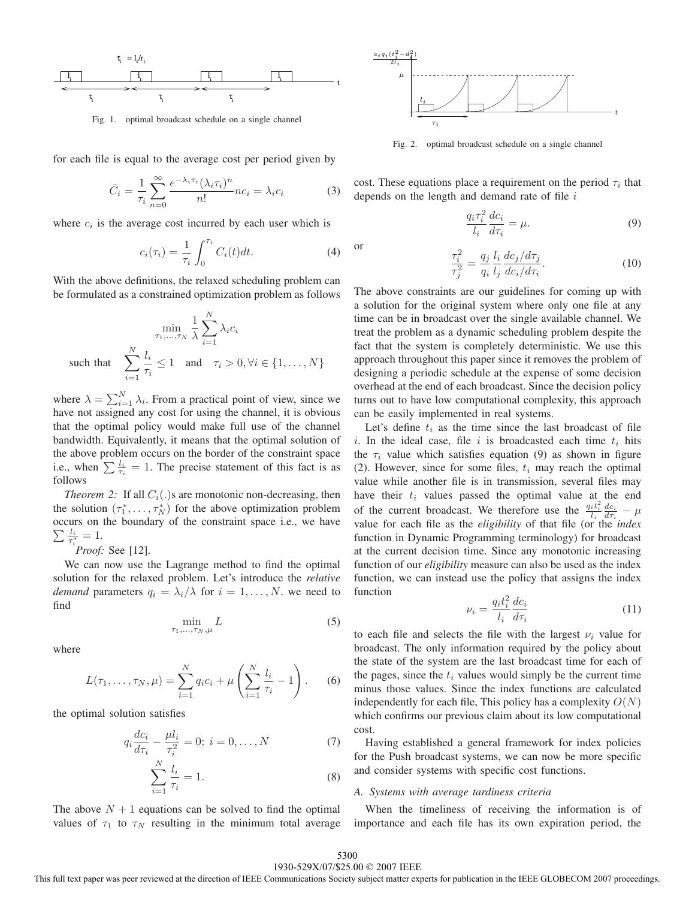Fig. 1. optimal broadcast schedule on a single channel

Fig. 2. optimal broadcast schedule on a single channel

for each file is equal to the average cost per period given by

$$\bar{C}_i = \frac{1}{\tau_i}\sum_{n=0}^{\infty}\frac{e^{-\lambda_i\tau_i}(\lambda_i\tau_i)^n}{n!}nc_i = \lambda_i c_i \tag{3}$$

where $c_i$ is the average cost incurred by each user which is

$$c_i(\tau_i) = \frac{1}{\tau_i}\int_0^{\tau_i} C_i(t)dt. \tag{4}$$

With the above definitions, the relaxed scheduling problem can be formulated as a constrained optimization problem as follows

$$\min_{\tau_1,\ldots,\tau_N} \frac{1}{\lambda}\sum_{i=1}^{N}\lambda_i c_i$$

$$\text{such that} \quad \sum_{i=1}^{N}\frac{l_i}{\tau_i} \leq 1 \quad \text{and} \quad \tau_i > 0, \forall i \in \{1,\ldots,N\}$$

where $\lambda = \sum_{i=1}^{N}\lambda_i$. From a practical point of view, since we have not assigned any cost for using the channel, it is obvious that the optimal policy would make full use of the channel bandwidth. Equivalently, it means that the optimal solution of the above problem occurs on the border of the constraint space i.e., when $\sum\frac{l_i}{\tau_i} = 1$. The precise statement of this fact is as follows

*Theorem 2:* If all $C_i(.)$s are monotonic non-decreasing, then the solution $(\tau_1^*,\ldots,\tau_N^*)$ for the above optimization problem occurs on the boundary of the constraint space i.e., we have $\sum\frac{l_i}{\tau_i^*} = 1$.

*Proof:* See [12].

We can now use the Lagrange method to find the optimal solution for the relaxed problem. Let's introduce the *relative demand* parameters $q_i = \lambda_i/\lambda$ for $i = 1,\ldots,N$. we need to find

$$\min_{\tau_1,\ldots,\tau_N,\mu} L \tag{5}$$

where

$$L(\tau_1,\ldots,\tau_N,\mu) = \sum_{i=1}^{N}q_i c_i + \mu\left(\sum_{i=1}^{N}\frac{l_i}{\tau_i} - 1\right). \tag{6}$$

the optimal solution satisfies

$$q_i\frac{dc_i}{d\tau_i} - \frac{\mu l_i}{\tau_i^2} = 0;\ i = 0,\ldots,N \tag{7}$$

$$\sum_{i=1}^{N}\frac{l_i}{\tau_i} = 1. \tag{8}$$

The above $N+1$ equations can be solved to find the optimal values of $\tau_1$ to $\tau_N$ resulting in the minimum total average cost. These equations place a requirement on the period $\tau_i$ that depends on the length and demand rate of file $i$

$$\frac{q_i\tau_i^2}{l_i}\frac{dc_i}{d\tau_i} = \mu. \tag{9}$$

or

$$\frac{\tau_i^2}{\tau_j^2} = \frac{q_j}{q_i}\frac{l_i}{l_j}\frac{dc_j/d\tau_j}{dc_i/d\tau_i}. \tag{10}$$

The above constraints are our guidelines for coming up with a solution for the original system where only one file at any time can be in broadcast over the single available channel. We treat the problem as a dynamic scheduling problem despite the fact that the system is completely deterministic. We use this approach throughout this paper since it removes the problem of designing a periodic schedule at the expense of some decision overhead at the end of each broadcast. Since the decision policy turns out to have low computational complexity, this approach can be easily implemented in real systems.

Let's define $t_i$ as the time since the last broadcast of file $i$. In the ideal case, file $i$ is broadcasted each time $t_i$ hits the $\tau_i$ value which satisfies equation (9) as shown in figure (2). However, since for some files, $t_i$ may reach the optimal value while another file is in transmission, several files may have their $t_i$ values passed the optimal value at the end of the current broadcast. We therefore use the $\frac{q_i t_i^2}{l_i}\frac{dc_i}{d\tau_i} - \mu$ value for each file as the *eligibility* of that file (or the *index* function in Dynamic Programming terminology) for broadcast at the current decision time. Since any monotonic increasing function of our *eligibility* measure can also be used as the index function, we can instead use the policy that assigns the index function

$$\nu_i = \frac{q_i t_i^2}{l_i}\frac{dc_i}{d\tau_i} \tag{11}$$

to each file and selects the file with the largest $\nu_i$ value for broadcast. The only information required by the policy about the state of the system are the last broadcast time for each of the pages, since the $t_i$ values would simply be the current time minus those values. Since the index functions are calculated independently for each file, This policy has a complexity $O(N)$ which confirms our previous claim about its low computational cost.

Having established a general framework for index policies for the Push broadcast systems, we can now be more specific and consider systems with specific cost functions.

### A. Systems with average tardiness criteria

When the timeliness of receiving the information is of importance and each file has its own expiration period, the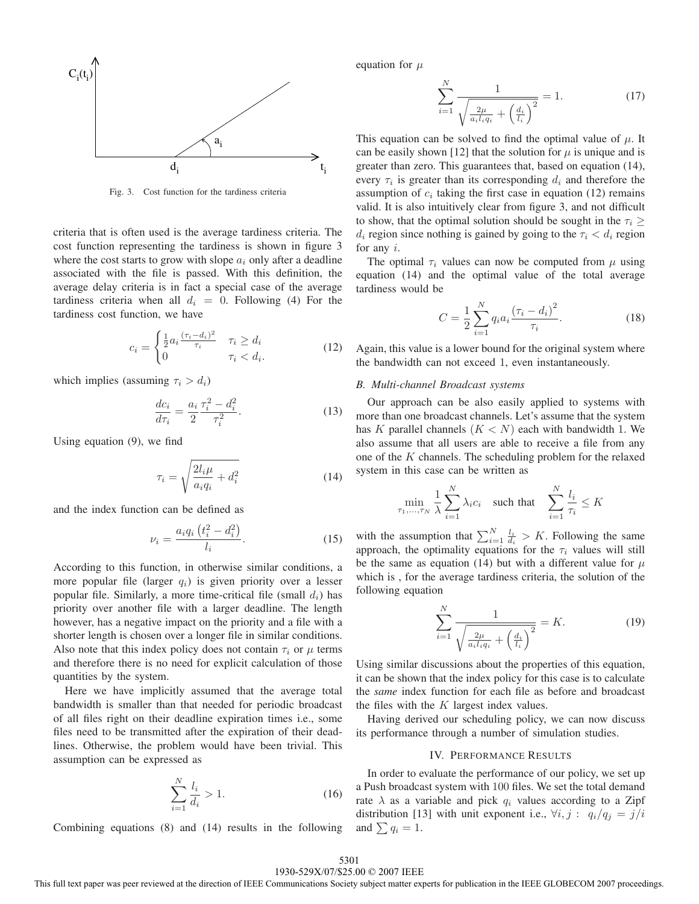Fig. 3. Cost function for the tardiness criteria

criteria that is often used is the average tardiness criteria. The cost function representing the tardiness is shown in figure 3 where the cost starts to grow with slope $a_i$ only after a deadline associated with the file is passed. With this definition, the average delay criteria is in fact a special case of the average tardiness criteria when all $d_i = 0$. Following (4) For the tardiness cost function, we have

$$c_i = \begin{cases} \frac{1}{2} a_i \frac{(\tau_i - d_i)^2}{\tau_i} & \tau_i \geq d_i \\ 0 & \tau_i < d_i. \end{cases} \tag{12}$$

which implies (assuming $\tau_i > d_i$)

$$\frac{dc_i}{d\tau_i} = \frac{a_i}{2} \frac{\tau_i^2 - d_i^2}{\tau_i^2}. \tag{13}$$

Using equation (9), we find

$$\tau_i = \sqrt{\frac{2 l_i \mu}{a_i q_i} + d_i^2} \tag{14}$$

and the index function can be defined as

$$\nu_i = \frac{a_i q_i \left(t_i^2 - d_i^2\right)}{l_i}. \tag{15}$$

According to this function, in otherwise similar conditions, a more popular file (larger $q_i$) is given priority over a lesser popular file. Similarly, a more time-critical file (small $d_i$) has priority over another file with a larger deadline. The length however, has a negative impact on the priority and a file with a shorter length is chosen over a longer file in similar conditions. Also note that this index policy does not contain $\tau_i$ or $\mu$ terms and therefore there is no need for explicit calculation of those quantities by the system.

Here we have implicitly assumed that the average total bandwidth is smaller than that needed for periodic broadcast of all files right on their deadline expiration times i.e., some files need to be transmitted after the expiration of their deadlines. Otherwise, the problem would have been trivial. This assumption can be expressed as

$$\sum_{i=1}^{N} \frac{l_i}{d_i} > 1. \tag{16}$$

Combining equations (8) and (14) results in the following equation for $\mu$

$$\sum_{i=1}^{N} \frac{1}{\sqrt{\frac{2\mu}{a_i l_i q_i} + \left(\frac{d_i}{l_i}\right)^2}} = 1. \tag{17}$$

This equation can be solved to find the optimal value of $\mu$. It can be easily shown [12] that the solution for $\mu$ is unique and is greater than zero. This guarantees that, based on equation (14), every $\tau_i$ is greater than its corresponding $d_i$ and therefore the assumption of $c_i$ taking the first case in equation (12) remains valid. It is also intuitively clear from figure 3, and not difficult to show, that the optimal solution should be sought in the $\tau_i \geq d_i$ region since nothing is gained by going to the $\tau_i < d_i$ region for any $i$.

The optimal $\tau_i$ values can now be computed from $\mu$ using equation (14) and the optimal value of the total average tardiness would be

$$C = \frac{1}{2} \sum_{i=1}^{N} q_i a_i \frac{\left(\tau_i - d_i\right)^2}{\tau_i}. \tag{18}$$

Again, this value is a lower bound for the original system where the bandwidth can not exceed 1, even instantaneously.

### *B. Multi-channel Broadcast systems*

Our approach can be also easily applied to systems with more than one broadcast channels. Let's assume that the system has $K$ parallel channels $(K < N)$ each with bandwidth 1. We also assume that all users are able to receive a file from any one of the $K$ channels. The scheduling problem for the relaxed system in this case can be written as

$$\min_{\tau_1, \ldots, \tau_N} \frac{1}{\lambda} \sum_{i=1}^{N} \lambda_i c_i \quad \text{such that} \quad \sum_{i=1}^{N} \frac{l_i}{\tau_i} \leq K$$

with the assumption that $\sum_{i=1}^{N} \frac{l_i}{d_i} > K$. Following the same approach, the optimality equations for the $\tau_i$ values will still be the same as equation (14) but with a different value for $\mu$ which is , for the average tardiness criteria, the solution of the following equation

$$\sum_{i=1}^{N} \frac{1}{\sqrt{\frac{2\mu}{a_i l_i q_i} + \left(\frac{d_i}{l_i}\right)^2}} = K. \tag{19}$$

Using similar discussions about the properties of this equation, it can be shown that the index policy for this case is to calculate the *same* index function for each file as before and broadcast the files with the $K$ largest index values.

Having derived our scheduling policy, we can now discuss its performance through a number of simulation studies.

## IV. Performance Results

In order to evaluate the performance of our policy, we set up a Push broadcast system with 100 files. We set the total demand rate $\lambda$ as a variable and pick $q_i$ values according to a Zipf distribution [13] with unit exponent i.e., $\forall i, j: \ q_i/q_j = j/i$ and $\sum q_i = 1$.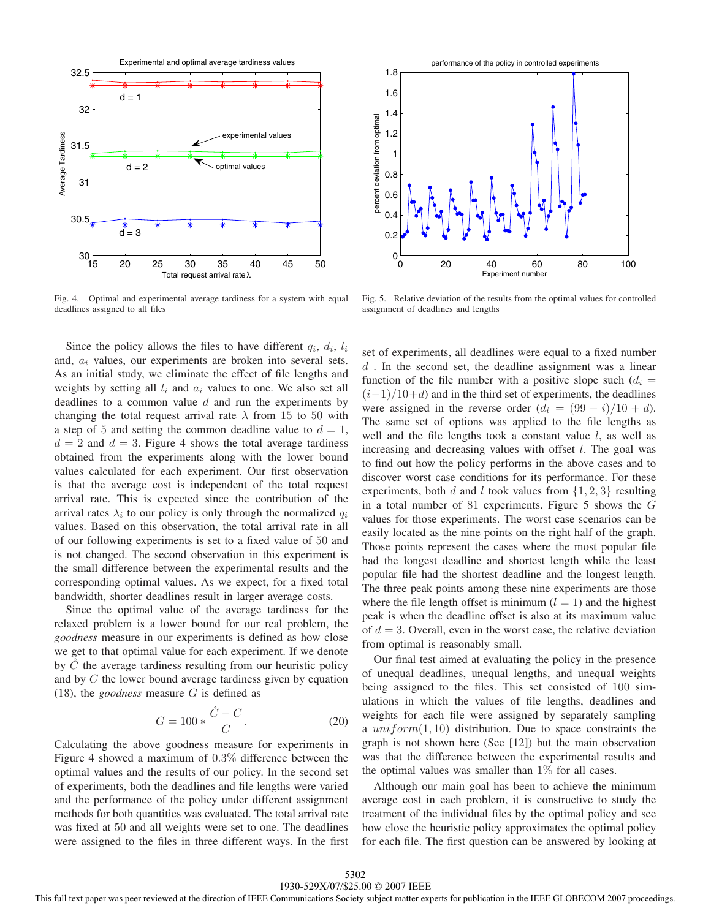Fig. 4. Optimal and experimental average tardiness for a system with equal deadlines assigned to all files

Fig. 5. Relative deviation of the results from the optimal values for controlled assignment of deadlines and lengths

Since the policy allows the files to have different $q_i$, $d_i$, $l_i$ and, $a_i$ values, our experiments are broken into several sets. As an initial study, we eliminate the effect of file lengths and weights by setting all $l_i$ and $a_i$ values to one. We also set all deadlines to a common value $d$ and run the experiments by changing the total request arrival rate $\lambda$ from 15 to 50 with a step of 5 and setting the common deadline value to $d = 1$, $d = 2$ and $d = 3$. Figure 4 shows the total average tardiness obtained from the experiments along with the lower bound values calculated for each experiment. Our first observation is that the average cost is independent of the total request arrival rate. This is expected since the contribution of the arrival rates $\lambda_i$ to our policy is only through the normalized $q_i$ values. Based on this observation, the total arrival rate in all of our following experiments is set to a fixed value of 50 and is not changed. The second observation in this experiment is the small difference between the experimental results and the corresponding optimal values. As we expect, for a fixed total bandwidth, shorter deadlines result in larger average costs.

Since the optimal value of the average tardiness for the relaxed problem is a lower bound for our real problem, the *goodness* measure in our experiments is defined as how close we get to that optimal value for each experiment. If we denote by $\hat{C}$ the average tardiness resulting from our heuristic policy and by $C$ the lower bound average tardiness given by equation (18), the *goodness* measure $G$ is defined as

$$G = 100 * \frac{\hat{C} - C}{C}. \quad (20)$$

Calculating the above goodness measure for experiments in Figure 4 showed a maximum of $0.3\%$ difference between the optimal values and the results of our policy. In the second set of experiments, both the deadlines and file lengths were varied and the performance of the policy under different assignment methods for both quantities was evaluated. The total arrival rate was fixed at 50 and all weights were set to one. The deadlines were assigned to the files in three different ways. In the first set of experiments, all deadlines were equal to a fixed number $d$ . In the second set, the deadline assignment was a linear function of the file number with a positive slope such ($d_i = (i-1)/10+d$) and in the third set of experiments, the deadlines were assigned in the reverse order ($d_i = (99 - i)/10 + d$). The same set of options was applied to the file lengths as well and the file lengths took a constant value $l$, as well as increasing and decreasing values with offset $l$. The goal was to find out how the policy performs in the above cases and to discover worst case conditions for its performance. For these experiments, both $d$ and $l$ took values from $\{1, 2, 3\}$ resulting in a total number of 81 experiments. Figure 5 shows the $G$ values for those experiments. The worst case scenarios can be easily located as the nine points on the right half of the graph. Those points represent the cases where the most popular file had the longest deadline and shortest length while the least popular file had the shortest deadline and the longest length. The three peak points among these nine experiments are those where the file length offset is minimum ($l = 1$) and the highest peak is when the deadline offset is also at its maximum value of $d = 3$. Overall, even in the worst case, the relative deviation from optimal is reasonably small.

Our final test aimed at evaluating the policy in the presence of unequal deadlines, unequal lengths, and unequal weights being assigned to the files. This set consisted of 100 simulations in which the values of file lengths, deadlines and weights for each file were assigned by separately sampling a $uniform(1, 10)$ distribution. Due to space constraints the graph is not shown here (See [12]) but the main observation was that the difference between the experimental results and the optimal values was smaller than $1\%$ for all cases.

Although our main goal has been to achieve the minimum average cost in each problem, it is constructive to study the treatment of the individual files by the optimal policy and see how close the heuristic policy approximates the optimal policy for each file. The first question can be answered by looking at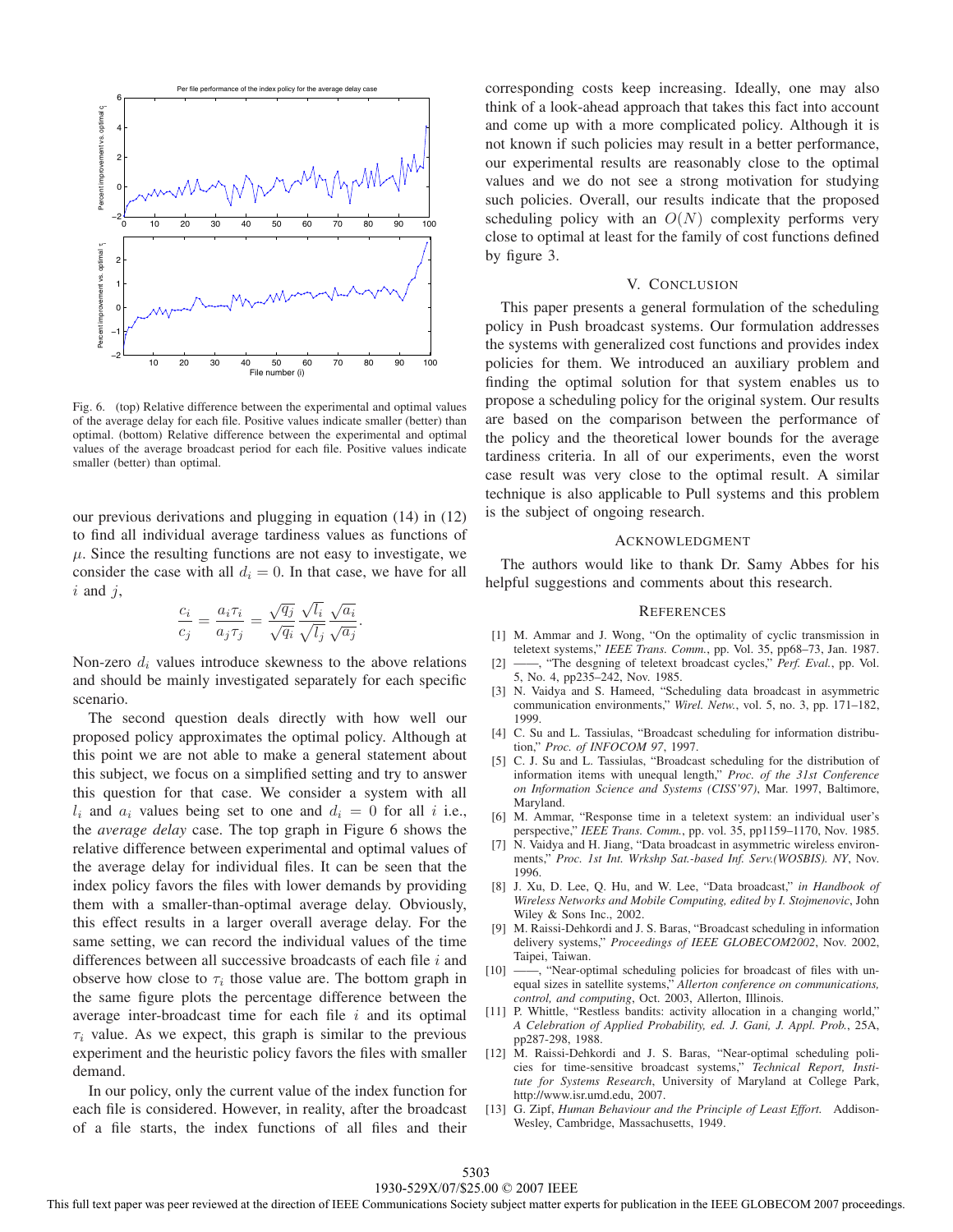Per file performance of the index policy for the average delay case

Percent improvement vs. optimal $c_i$

6
4
2
0
−2

0 10 20 30 40 50 60 70 80 90 100

Percent improvement vs. optimal $\tau_i$

2
1
0
−1
−2

10 20 30 40 50 60 70 80 90 100

File number (i)

Fig. 6. (top) Relative difference between the experimental and optimal values of the average delay for each file. Positive values indicate smaller (better) than optimal. (bottom) Relative difference between the experimental and optimal values of the average broadcast period for each file. Positive values indicate smaller (better) than optimal.

our previous derivations and plugging in equation (14) in (12) to find all individual average tardiness values as functions of $\mu$. Since the resulting functions are not easy to investigate, we consider the case with all $d_i = 0$. In that case, we have for all $i$ and $j$,

$$\frac{c_i}{c_j} = \frac{a_i \tau_i}{a_j \tau_j} = \frac{\sqrt{q_j}}{\sqrt{q_i}} \frac{\sqrt{l_i}}{\sqrt{l_j}} \frac{\sqrt{a_i}}{\sqrt{a_j}}.$$

Non-zero $d_i$ values introduce skewness to the above relations and should be mainly investigated separately for each specific scenario.

The second question deals directly with how well our proposed policy approximates the optimal policy. Although at this point we are not able to make a general statement about this subject, we focus on a simplified setting and try to answer this question for that case. We consider a system with all $l_i$ and $a_i$ values being set to one and $d_i = 0$ for all $i$ i.e., the *average delay* case. The top graph in Figure 6 shows the relative difference between experimental and optimal values of the average delay for individual files. It can be seen that the index policy favors the files with lower demands by providing them with a smaller-than-optimal average delay. Obviously, this effect results in a larger overall average delay. For the same setting, we can record the individual values of the time differences between all successive broadcasts of each file $i$ and observe how close to $\tau_i$ those value are. The bottom graph in the same figure plots the percentage difference between the average inter-broadcast time for each file $i$ and its optimal $\tau_i$ value. As we expect, this graph is similar to the previous experiment and the heuristic policy favors the files with smaller demand.

In our policy, only the current value of the index function for each file is considered. However, in reality, after the broadcast of a file starts, the index functions of all files and their corresponding costs keep increasing. Ideally, one may also think of a look-ahead approach that takes this fact into account and come up with a more complicated policy. Although it is not known if such policies may result in a better performance, our experimental results are reasonably close to the optimal values and we do not see a strong motivation for studying such policies. Overall, our results indicate that the proposed scheduling policy with an $O(N)$ complexity performs very close to optimal at least for the family of cost functions defined by figure 3.

## V. Conclusion

This paper presents a general formulation of the scheduling policy in Push broadcast systems. Our formulation addresses the systems with generalized cost functions and provides index policies for them. We introduced an auxiliary problem and finding the optimal solution for that system enables us to propose a scheduling policy for the original system. Our results are based on the comparison between the performance of the policy and the theoretical lower bounds for the average tardiness criteria. In all of our experiments, even the worst case result was very close to the optimal result. A similar technique is also applicable to Pull systems and this problem is the subject of ongoing research.

## Acknowledgment

The authors would like to thank Dr. Samy Abbes for his helpful suggestions and comments about this research.

## References

[1] M. Ammar and J. Wong, "On the optimality of cyclic transmission in teletext systems," *IEEE Trans. Comm.*, pp. Vol. 35, pp68–73, Jan. 1987.

[2] ——, "The desgning of teletext broadcast cycles," *Perf. Eval.*, pp. Vol. 5, No. 4, pp235–242, Nov. 1985.

[3] N. Vaidya and S. Hameed, "Scheduling data broadcast in asymmetric communication environments," *Wirel. Netw.*, vol. 5, no. 3, pp. 171–182, 1999.

[4] C. Su and L. Tassiulas, "Broadcast scheduling for information distribution," *Proc. of INFOCOM 97*, 1997.

[5] C. J. Su and L. Tassiulas, "Broadcast scheduling for the distribution of information items with unequal length," *Proc. of the 31st Conference on Information Science and Systems (CISS'97)*, Mar. 1997, Baltimore, Maryland.

[6] M. Ammar, "Response time in a teletext system: an individual user's perspective," *IEEE Trans. Comm.*, pp. vol. 35, pp1159–1170, Nov. 1985.

[7] N. Vaidya and H. Jiang, "Data broadcast in asymmetric wireless environments," *Proc. 1st Int. Wrkshp Sat.-based Inf. Serv.(WOSBIS). NY*, Nov. 1996.

[8] J. Xu, D. Lee, Q. Hu, and W. Lee, "Data broadcast," *in Handbook of Wireless Networks and Mobile Computing, edited by I. Stojmenovic*, John Wiley & Sons Inc., 2002.

[9] M. Raissi-Dehkordi and J. S. Baras, "Broadcast scheduling in information delivery systems," *Proceedings of IEEE GLOBECOM2002*, Nov. 2002, Taipei, Taiwan.

[10] ——, "Near-optimal scheduling policies for broadcast of files with unequal sizes in satellite systems," *Allerton conference on communications, control, and computing*, Oct. 2003, Allerton, Illinois.

[11] P. Whittle, "Restless bandits: activity allocation in a changing world," *A Celebration of Applied Probability, ed. J. Gani, J. Appl. Prob.*, 25A, pp287-298, 1988.

[12] M. Raissi-Dehkordi and J. S. Baras, "Near-optimal scheduling policies for time-sensitive broadcast systems," *Technical Report, Institute for Systems Research*, University of Maryland at College Park, http://www.isr.umd.edu, 2007.

[13] G. Zipf, *Human Behaviour and the Principle of Least Effort.* Addison-Wesley, Cambridge, Massachusetts, 1949.